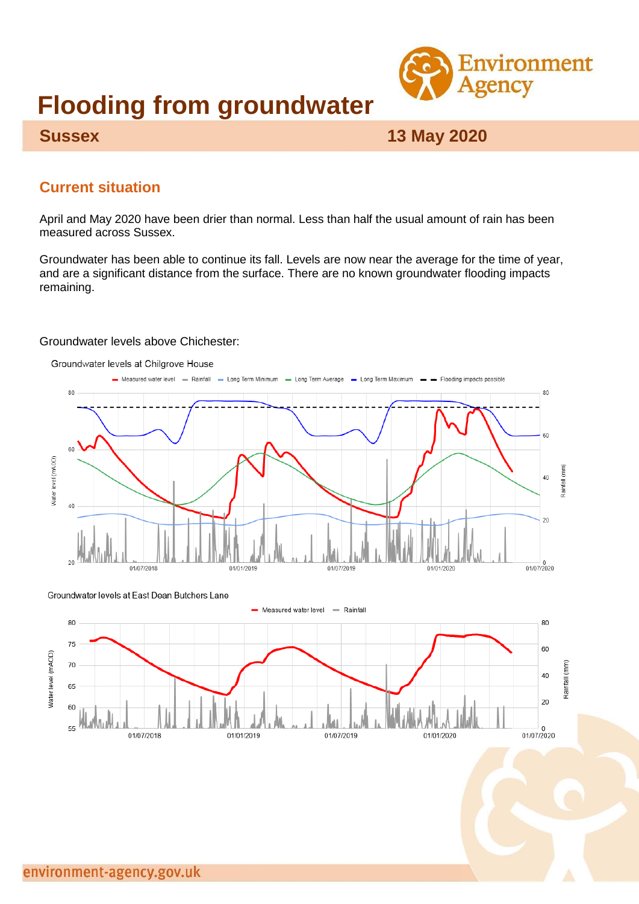# Flooding from groundwater

**Sussex** **13 May 2020**

## Current situation

April and May 2020 have been drier than normal. Less than half the usual amount of rain has been measured across Sussex.

Groundwater has been able to continue its fall. Levels are now near the average for the time of year, and are a significant distance from the surface. There are no known groundwater flooding impacts remaining.

Groundwater levels above Chichester:

Groundwater levels at Chilgrove House

Groundwater levels at East Dean Butchers Lane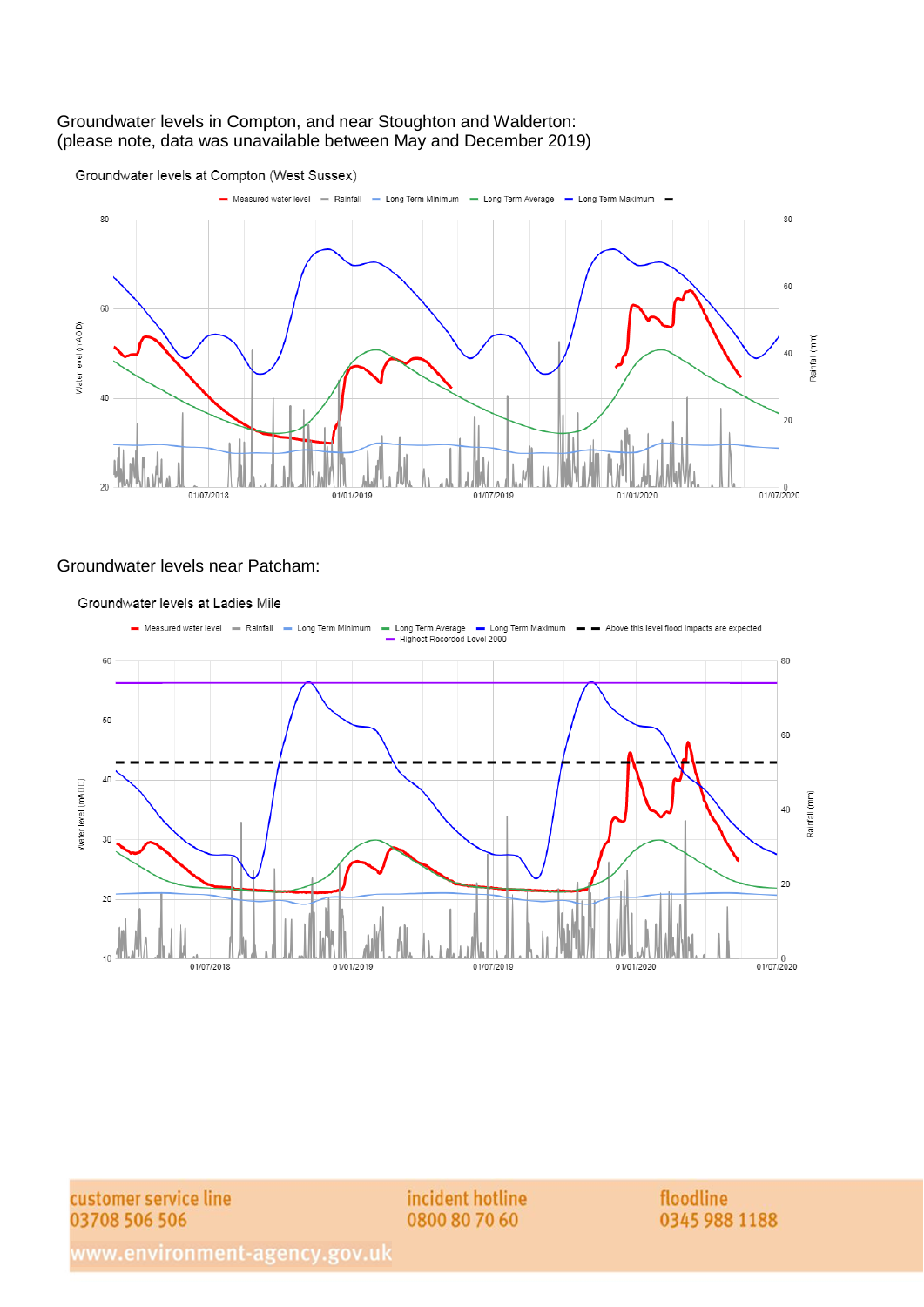Groundwater levels in Compton, and near Stoughton and Walderton:
(please note, data was unavailable between May and December 2019)

Groundwater levels at Compton (West Sussex)

Measured water level — Rainfall — Long Term Minimum — Long Term Average — Long Term Maximum

Groundwater levels near Patcham:

Groundwater levels at Ladies Mile

Measured water level — Rainfall — Long Term Minimum — Long Term Average — Long Term Maximum — Above this level flood impacts are expected — Highest Recorded Level 2000

customer service line
03708 506 506

incident hotline
0800 80 70 60

floodline
0345 988 1188

www.environment-agency.gov.uk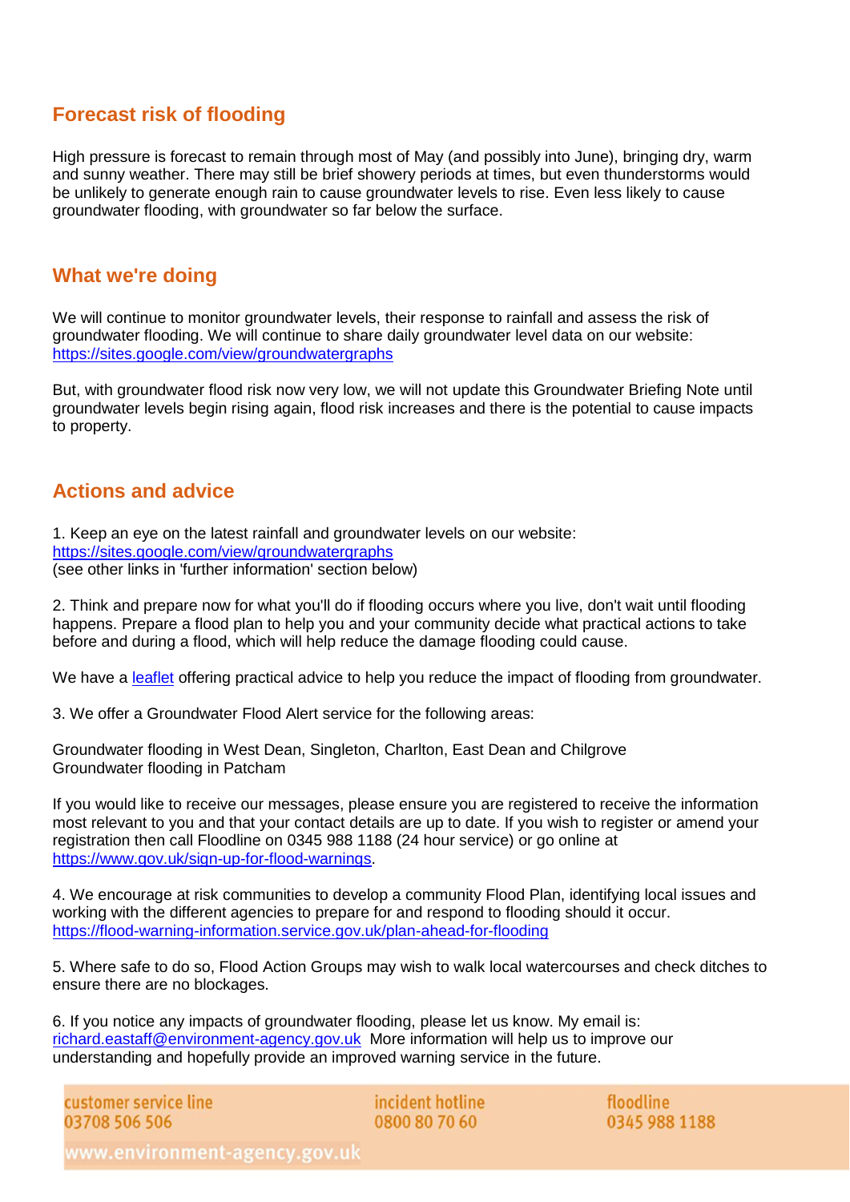## Forecast risk of flooding

High pressure is forecast to remain through most of May (and possibly into June), bringing dry, warm and sunny weather. There may still be brief showery periods at times, but even thunderstorms would be unlikely to generate enough rain to cause groundwater levels to rise. Even less likely to cause groundwater flooding, with groundwater so far below the surface.

## What we're doing

We will continue to monitor groundwater levels, their response to rainfall and assess the risk of groundwater flooding. We will continue to share daily groundwater level data on our website: https://sites.google.com/view/groundwatergraphs

But, with groundwater flood risk now very low, we will not update this Groundwater Briefing Note until groundwater levels begin rising again, flood risk increases and there is the potential to cause impacts to property.

## Actions and advice

1. Keep an eye on the latest rainfall and groundwater levels on our website: https://sites.google.com/view/groundwatergraphs
(see other links in 'further information' section below)

2. Think and prepare now for what you'll do if flooding occurs where you live, don't wait until flooding happens. Prepare a flood plan to help you and your community decide what practical actions to take before and during a flood, which will help reduce the damage flooding could cause.

We have a leaflet offering practical advice to help you reduce the impact of flooding from groundwater.

3. We offer a Groundwater Flood Alert service for the following areas:

Groundwater flooding in West Dean, Singleton, Charlton, East Dean and Chilgrove
Groundwater flooding in Patcham

If you would like to receive our messages, please ensure you are registered to receive the information most relevant to you and that your contact details are up to date. If you wish to register or amend your registration then call Floodline on 0345 988 1188 (24 hour service) or go online at https://www.gov.uk/sign-up-for-flood-warnings.

4. We encourage at risk communities to develop a community Flood Plan, identifying local issues and working with the different agencies to prepare for and respond to flooding should it occur. https://flood-warning-information.service.gov.uk/plan-ahead-for-flooding

5. Where safe to do so, Flood Action Groups may wish to walk local watercourses and check ditches to ensure there are no blockages.

6. If you notice any impacts of groundwater flooding, please let us know. My email is: richard.eastaff@environment-agency.gov.uk More information will help us to improve our understanding and hopefully provide an improved warning service in the future.

customer service line 03708 506 506 | incident hotline 0800 80 70 60 | floodline 0345 988 1188

www.environment-agency.gov.uk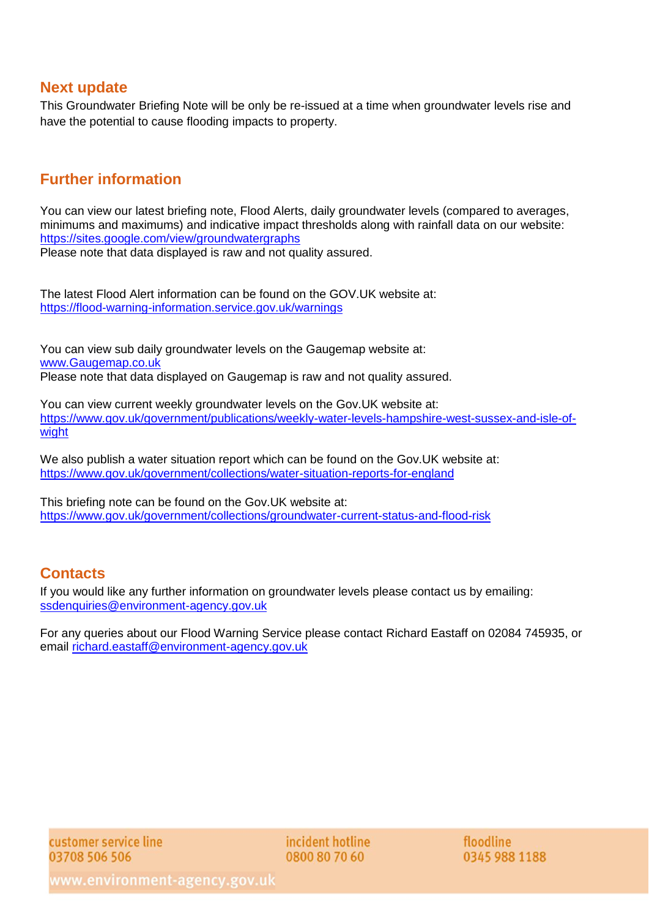## Next update

This Groundwater Briefing Note will be only be re-issued at a time when groundwater levels rise and have the potential to cause flooding impacts to property.

## Further information

You can view our latest briefing note, Flood Alerts, daily groundwater levels (compared to averages, minimums and maximums) and indicative impact thresholds along with rainfall data on our website:
https://sites.google.com/view/groundwatergraphs
Please note that data displayed is raw and not quality assured.

The latest Flood Alert information can be found on the GOV.UK website at:
https://flood-warning-information.service.gov.uk/warnings

You can view sub daily groundwater levels on the Gaugemap website at:
www.Gaugemap.co.uk
Please note that data displayed on Gaugemap is raw and not quality assured.

You can view current weekly groundwater levels on the Gov.UK website at:
https://www.gov.uk/government/publications/weekly-water-levels-hampshire-west-sussex-and-isle-of-wight

We also publish a water situation report which can be found on the Gov.UK website at:
https://www.gov.uk/government/collections/water-situation-reports-for-england

This briefing note can be found on the Gov.UK website at:
https://www.gov.uk/government/collections/groundwater-current-status-and-flood-risk

## Contacts

If you would like any further information on groundwater levels please contact us by emailing:
ssdenquiries@environment-agency.gov.uk

For any queries about our Flood Warning Service please contact Richard Eastaff on 02084 745935, or email richard.eastaff@environment-agency.gov.uk

customer service line 03708 506 506

incident hotline 0800 80 70 60

floodline 0345 988 1188

www.environment-agency.gov.uk